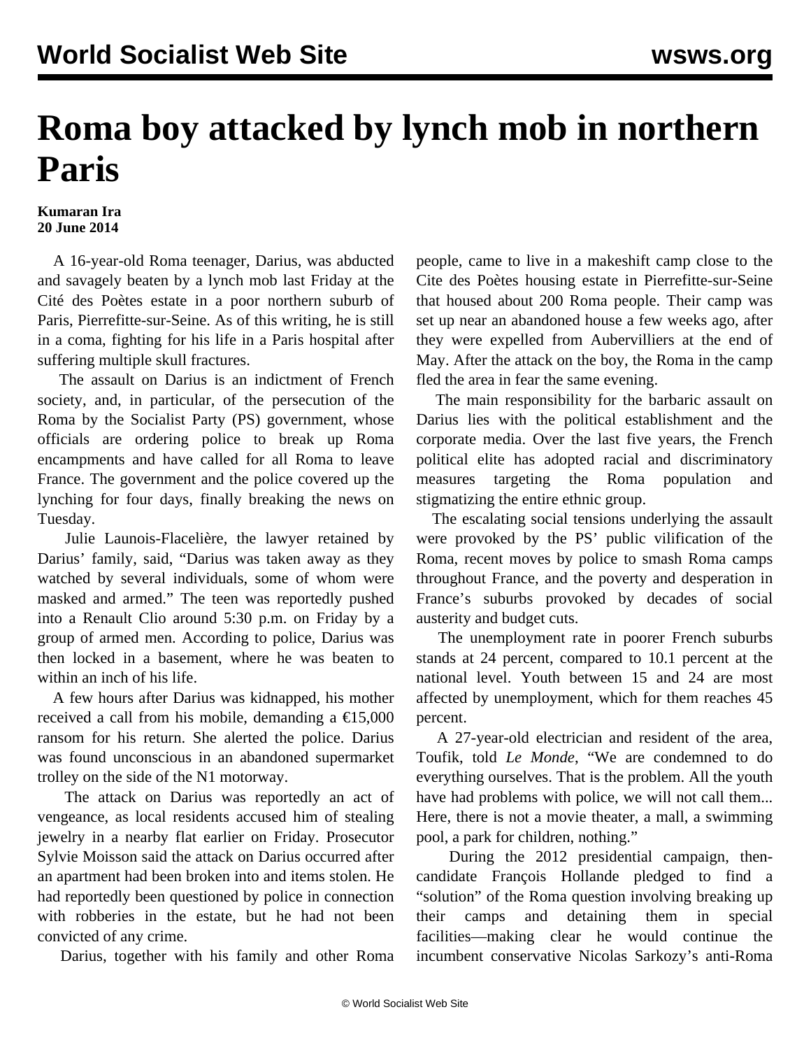# Roma boy attacked by lynch mob in northern Paris

**Kumaran Ira**
**20 June 2014**

A 16-year-old Roma teenager, Darius, was abducted and savagely beaten by a lynch mob last Friday at the Cité des Poètes estate in a poor northern suburb of Paris, Pierrefitte-sur-Seine. As of this writing, he is still in a coma, fighting for his life in a Paris hospital after suffering multiple skull fractures.

The assault on Darius is an indictment of French society, and, in particular, of the persecution of the Roma by the Socialist Party (PS) government, whose officials are ordering police to break up Roma encampments and have called for all Roma to leave France. The government and the police covered up the lynching for four days, finally breaking the news on Tuesday.

Julie Launois-Flacelière, the lawyer retained by Darius' family, said, "Darius was taken away as they watched by several individuals, some of whom were masked and armed." The teen was reportedly pushed into a Renault Clio around 5:30 p.m. on Friday by a group of armed men. According to police, Darius was then locked in a basement, where he was beaten to within an inch of his life.

A few hours after Darius was kidnapped, his mother received a call from his mobile, demanding a €15,000 ransom for his return. She alerted the police. Darius was found unconscious in an abandoned supermarket trolley on the side of the N1 motorway.

The attack on Darius was reportedly an act of vengeance, as local residents accused him of stealing jewelry in a nearby flat earlier on Friday. Prosecutor Sylvie Moisson said the attack on Darius occurred after an apartment had been broken into and items stolen. He had reportedly been questioned by police in connection with robberies in the estate, but he had not been convicted of any crime.

Darius, together with his family and other Roma people, came to live in a makeshift camp close to the Cite des Poètes housing estate in Pierrefitte-sur-Seine that housed about 200 Roma people. Their camp was set up near an abandoned house a few weeks ago, after they were expelled from Aubervilliers at the end of May. After the attack on the boy, the Roma in the camp fled the area in fear the same evening.

The main responsibility for the barbaric assault on Darius lies with the political establishment and the corporate media. Over the last five years, the French political elite has adopted racial and discriminatory measures targeting the Roma population and stigmatizing the entire ethnic group.

The escalating social tensions underlying the assault were provoked by the PS' public vilification of the Roma, recent moves by police to smash Roma camps throughout France, and the poverty and desperation in France's suburbs provoked by decades of social austerity and budget cuts.

The unemployment rate in poorer French suburbs stands at 24 percent, compared to 10.1 percent at the national level. Youth between 15 and 24 are most affected by unemployment, which for them reaches 45 percent.

A 27-year-old electrician and resident of the area, Toufik, told *Le Monde*, "We are condemned to do everything ourselves. That is the problem. All the youth have had problems with police, we will not call them... Here, there is not a movie theater, a mall, a swimming pool, a park for children, nothing."

During the 2012 presidential campaign, then-candidate François Hollande pledged to find a "solution" of the Roma question involving breaking up their camps and detaining them in special facilities—making clear he would continue the incumbent conservative Nicolas Sarkozy's anti-Roma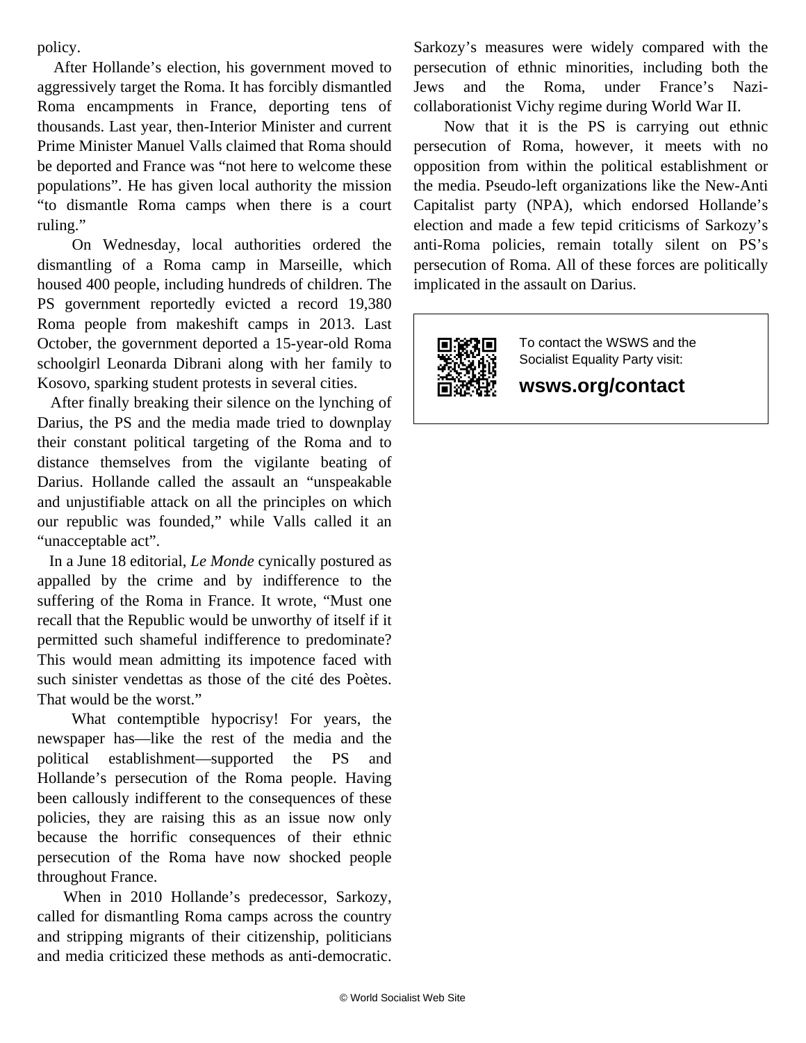policy.

After Hollande's election, his government moved to aggressively target the Roma. It has forcibly dismantled Roma encampments in France, deporting tens of thousands. Last year, then-Interior Minister and current Prime Minister Manuel Valls claimed that Roma should be deported and France was "not here to welcome these populations". He has given local authority the mission "to dismantle Roma camps when there is a court ruling."

On Wednesday, local authorities ordered the dismantling of a Roma camp in Marseille, which housed 400 people, including hundreds of children. The PS government reportedly evicted a record 19,380 Roma people from makeshift camps in 2013. Last October, the government deported a 15-year-old Roma schoolgirl Leonarda Dibrani along with her family to Kosovo, sparking student protests in several cities.

After finally breaking their silence on the lynching of Darius, the PS and the media made tried to downplay their constant political targeting of the Roma and to distance themselves from the vigilante beating of Darius. Hollande called the assault an "unspeakable and unjustifiable attack on all the principles on which our republic was founded," while Valls called it an "unacceptable act".

In a June 18 editorial, *Le Monde* cynically postured as appalled by the crime and by indifference to the suffering of the Roma in France. It wrote, "Must one recall that the Republic would be unworthy of itself if it permitted such shameful indifference to predominate? This would mean admitting its impotence faced with such sinister vendettas as those of the cité des Poètes. That would be the worst."

What contemptible hypocrisy! For years, the newspaper has—like the rest of the media and the political establishment—supported the PS and Hollande's persecution of the Roma people. Having been callously indifferent to the consequences of these policies, they are raising this as an issue now only because the horrific consequences of their ethnic persecution of the Roma have now shocked people throughout France.

When in 2010 Hollande's predecessor, Sarkozy, called for dismantling Roma camps across the country and stripping migrants of their citizenship, politicians and media criticized these methods as anti-democratic. Sarkozy's measures were widely compared with the persecution of ethnic minorities, including both the Jews and the Roma, under France's Nazi-collaborationist Vichy regime during World War II.

Now that it is the PS is carrying out ethnic persecution of Roma, however, it meets with no opposition from within the political establishment or the media. Pseudo-left organizations like the New-Anti Capitalist party (NPA), which endorsed Hollande's election and made a few tepid criticisms of Sarkozy's anti-Roma policies, remain totally silent on PS's persecution of Roma. All of these forces are politically implicated in the assault on Darius.

To contact the WSWS and the Socialist Equality Party visit:

**wsws.org/contact**